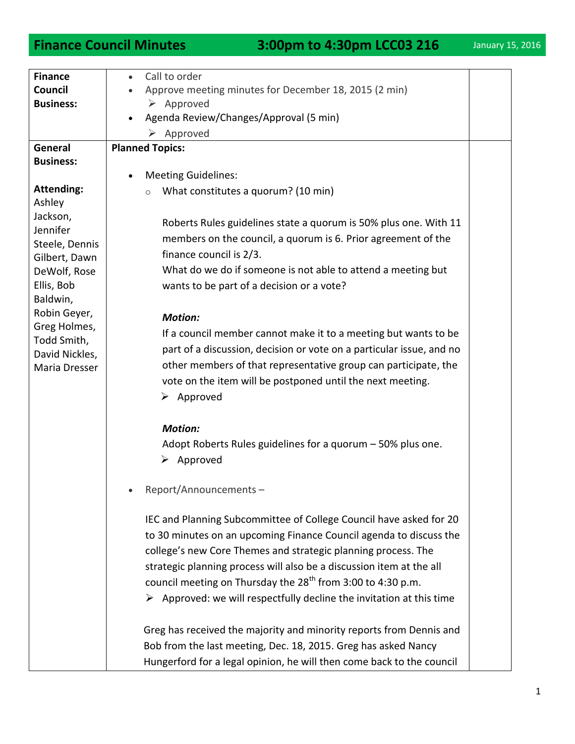# Finance Council Minutes 3:00pm to 4:30pm LCC03 216

January 15, 2016

**Finance Council Business:**

- Call to order
- Approve meeting minutes for December 18, 2015 (2 min)
  - ➢ Approved
- Agenda Review/Changes/Approval (5 min)
  - ➢ Approved

**General Business:**

**Attending:** Ashley Jackson, Jennifer Steele, Dennis Gilbert, Dawn DeWolf, Rose Ellis, Bob Baldwin, Robin Geyer, Greg Holmes, Todd Smith, David Nickles, Maria Dresser

**Planned Topics:**

- Meeting Guidelines:
  - What constitutes a quorum? (10 min)

    Roberts Rules guidelines state a quorum is 50% plus one. With 11 members on the council, a quorum is 6. Prior agreement of the finance council is 2/3.
    What do we do if someone is not able to attend a meeting but wants to be part of a decision or a vote?

    ***Motion:***
    If a council member cannot make it to a meeting but wants to be part of a discussion, decision or vote on a particular issue, and no other members of that representative group can participate, the vote on the item will be postponed until the next meeting.
    - ➢ Approved

    ***Motion:***
    Adopt Roberts Rules guidelines for a quorum – 50% plus one.
    - ➢ Approved

- Report/Announcements –

  IEC and Planning Subcommittee of College Council have asked for 20 to 30 minutes on an upcoming Finance Council agenda to discuss the college's new Core Themes and strategic planning process. The strategic planning process will also be a discussion item at the all council meeting on Thursday the 28th from 3:00 to 4:30 p.m.
  - ➢ Approved: we will respectfully decline the invitation at this time

  Greg has received the majority and minority reports from Dennis and Bob from the last meeting, Dec. 18, 2015. Greg has asked Nancy Hungerford for a legal opinion, he will then come back to the council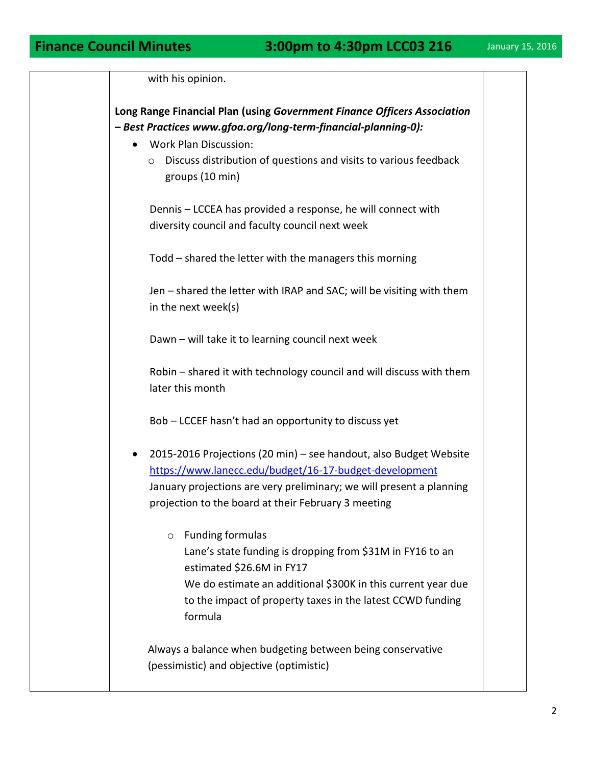with his opinion.

**Long Range Financial Plan (using *Government Finance Officers Association – Best Practices www.gfoa.org/long-term-financial-planning-0):***

- Work Plan Discussion:
  - Discuss distribution of questions and visits to various feedback groups (10 min)

  Dennis – LCCEA has provided a response, he will connect with diversity council and faculty council next week

  Todd – shared the letter with the managers this morning

  Jen – shared the letter with IRAP and SAC; will be visiting with them in the next week(s)

  Dawn – will take it to learning council next week

  Robin – shared it with technology council and will discuss with them later this month

  Bob – LCCEF hasn't had an opportunity to discuss yet

- 2015-2016 Projections (20 min) – see handout, also Budget Website https://www.lanecc.edu/budget/16-17-budget-development
  January projections are very preliminary; we will present a planning projection to the board at their February 3 meeting
  - Funding formulas
    Lane's state funding is dropping from $31M in FY16 to an estimated $26.6M in FY17
    We do estimate an additional $300K in this current year due to the impact of property taxes in the latest CCWD funding formula

  Always a balance when budgeting between being conservative (pessimistic) and objective (optimistic)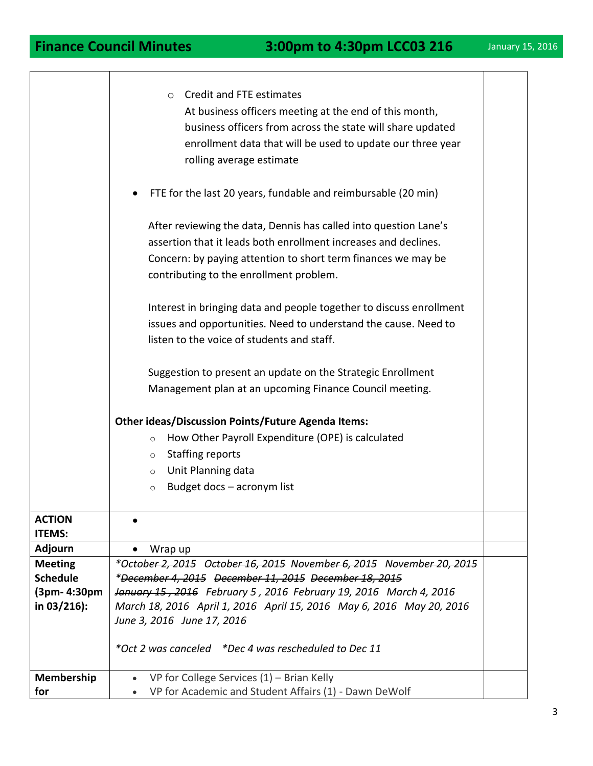| | | |
|---|---|---|
| | ○ Credit and FTE estimates<br>At business officers meeting at the end of this month, business officers from across the state will share updated enrollment data that will be used to update our three year rolling average estimate<br><br>• FTE for the last 20 years, fundable and reimbursable (20 min)<br><br>After reviewing the data, Dennis has called into question Lane's assertion that it leads both enrollment increases and declines. Concern: by paying attention to short term finances we may be contributing to the enrollment problem.<br><br>Interest in bringing data and people together to discuss enrollment issues and opportunities. Need to understand the cause. Need to listen to the voice of students and staff.<br><br>Suggestion to present an update on the Strategic Enrollment Management plan at an upcoming Finance Council meeting.<br><br>**Other ideas/Discussion Points/Future Agenda Items:**<br>○ How Other Payroll Expenditure (OPE) is calculated<br>○ Staffing reports<br>○ Unit Planning data<br>○ Budget docs – acronym list | |
| **ACTION ITEMS:** | • | |
| **Adjourn** | • Wrap up | |
| **Meeting Schedule (3pm- 4:30pm in 03/216):** | *~~*October 2, 2015~~ ~~October 16, 2015~~ ~~November 6, 2015~~ ~~November 20, 2015~~ ~~*December 4, 2015~~ ~~December 11, 2015~~ ~~December 18, 2015~~ ~~January 15 , 2016~~ February 5 , 2016 February 19, 2016 March 4, 2016 March 18, 2016 April 1, 2016 April 15, 2016 May 6, 2016 May 20, 2016 June 3, 2016 June 17, 2016*<br><br>**Oct 2 was canceled *Dec 4 was rescheduled to Dec 11* | |
| **Membership for** | • VP for College Services (1) – Brian Kelly<br>• VP for Academic and Student Affairs (1) - Dawn DeWolf | |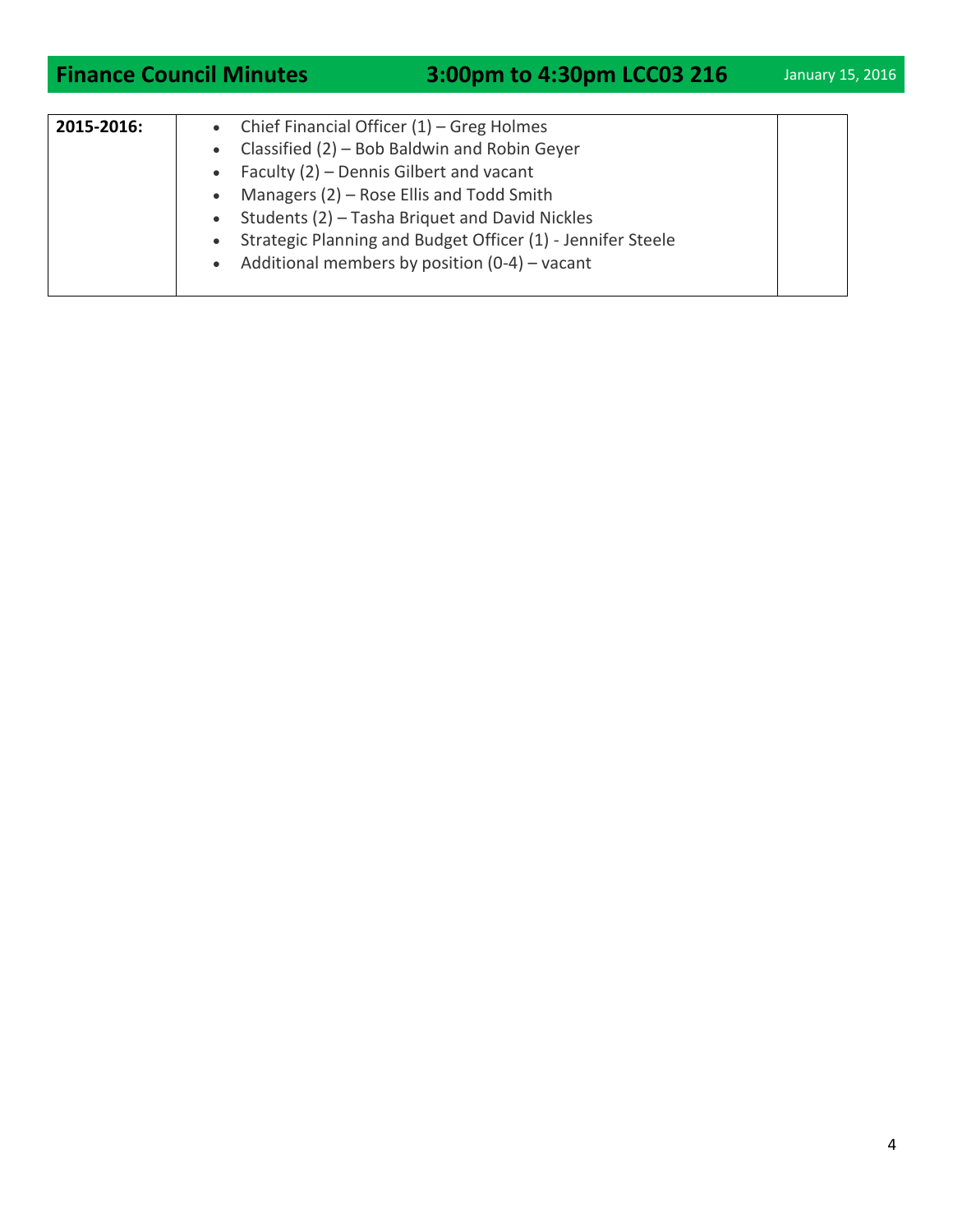| | | |
|---|---|---|
| **2015-2016:** | • Chief Financial Officer (1) – Greg Holmes<br>• Classified (2) – Bob Baldwin and Robin Geyer<br>• Faculty (2) – Dennis Gilbert and vacant<br>• Managers (2) – Rose Ellis and Todd Smith<br>• Students (2) – Tasha Briquet and David Nickles<br>• Strategic Planning and Budget Officer (1) - Jennifer Steele<br>• Additional members by position (0-4) – vacant | |